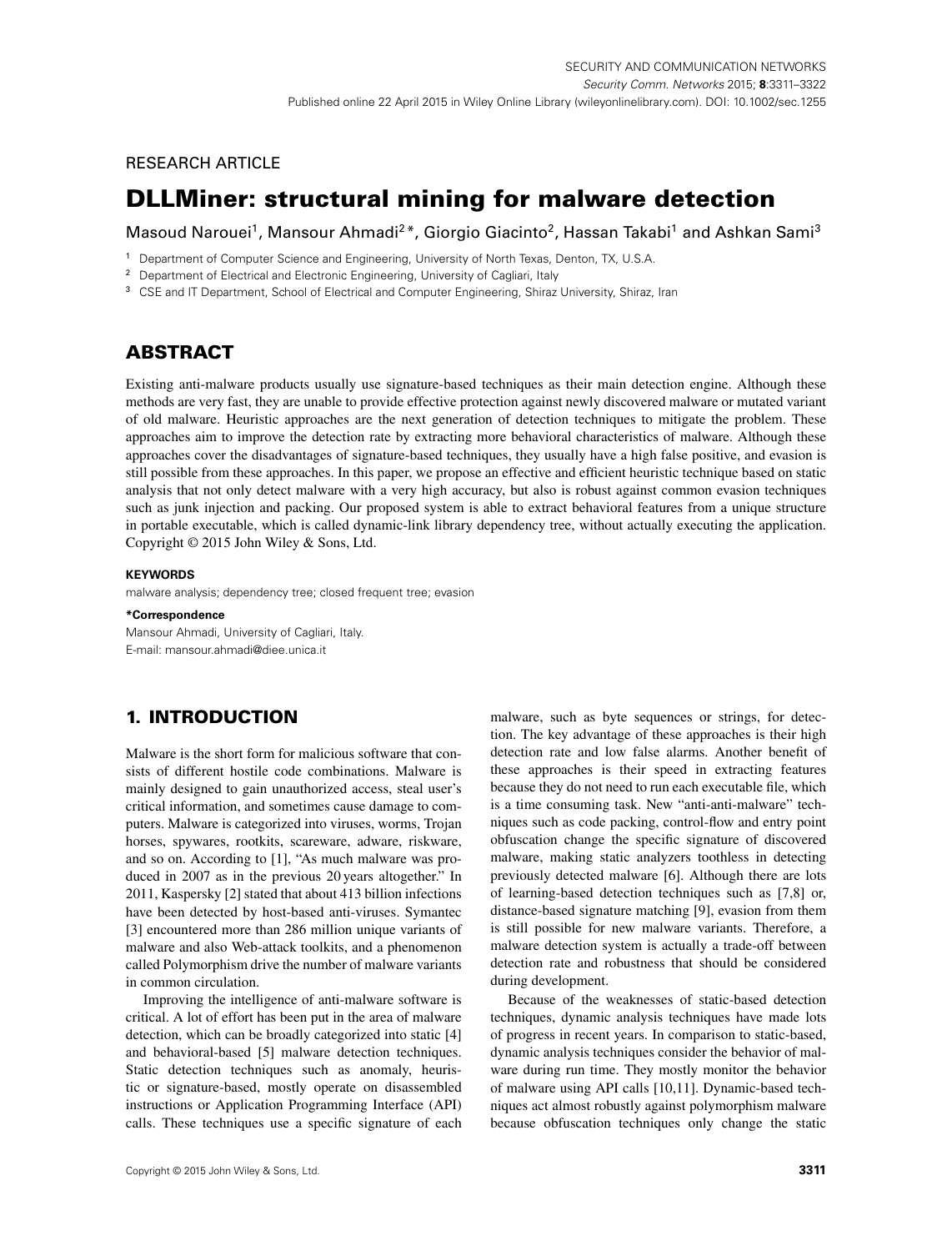RESEARCH ARTICLE

# DLLMiner: structural mining for malware detection

Masoud Narouei[1], Mansour Ahmadi[2]*, Giorgio Giacinto[2], Hassan Takabi[1] and Ashkan Sami[3]

[1] Department of Computer Science and Engineering, University of North Texas, Denton, TX, U.S.A.

[2] Department of Electrical and Electronic Engineering, University of Cagliari, Italy

[3] CSE and IT Department, School of Electrical and Computer Engineering, Shiraz University, Shiraz, Iran

## ABSTRACT

Existing anti-malware products usually use signature-based techniques as their main detection engine. Although these methods are very fast, they are unable to provide effective protection against newly discovered malware or mutated variant of old malware. Heuristic approaches are the next generation of detection techniques to mitigate the problem. These approaches aim to improve the detection rate by extracting more behavioral characteristics of malware. Although these approaches cover the disadvantages of signature-based techniques, they usually have a high false positive, and evasion is still possible from these approaches. In this paper, we propose an effective and efficient heuristic technique based on static analysis that not only detect malware with a very high accuracy, but also is robust against common evasion techniques such as junk injection and packing. Our proposed system is able to extract behavioral features from a unique structure in portable executable, which is called dynamic-link library dependency tree, without actually executing the application. Copyright © 2015 John Wiley & Sons, Ltd.

**KEYWORDS**

malware analysis; dependency tree; closed frequent tree; evasion

**\*Correspondence**

Mansour Ahmadi, University of Cagliari, Italy.
E-mail: mansour.ahmadi@diee.unica.it

## 1. INTRODUCTION

Malware is the short form for malicious software that consists of different hostile code combinations. Malware is mainly designed to gain unauthorized access, steal user's critical information, and sometimes cause damage to computers. Malware is categorized into viruses, worms, Trojan horses, spywares, rootkits, scareware, adware, riskware, and so on. According to [1], "As much malware was produced in 2007 as in the previous 20 years altogether." In 2011, Kaspersky [2] stated that about 413 billion infections have been detected by host-based anti-viruses. Symantec [3] encountered more than 286 million unique variants of malware and also Web-attack toolkits, and a phenomenon called Polymorphism drive the number of malware variants in common circulation.

Improving the intelligence of anti-malware software is critical. A lot of effort has been put in the area of malware detection, which can be broadly categorized into static [4] and behavioral-based [5] malware detection techniques. Static detection techniques such as anomaly, heuristic or signature-based, mostly operate on disassembled instructions or Application Programming Interface (API) calls. These techniques use a specific signature of each malware, such as byte sequences or strings, for detection. The key advantage of these approaches is their high detection rate and low false alarms. Another benefit of these approaches is their speed in extracting features because they do not need to run each executable file, which is a time consuming task. New "anti-anti-malware" techniques such as code packing, control-flow and entry point obfuscation change the specific signature of discovered malware, making static analyzers toothless in detecting previously detected malware [6]. Although there are lots of learning-based detection techniques such as [7,8] or, distance-based signature matching [9], evasion from them is still possible for new malware variants. Therefore, a malware detection system is actually a trade-off between detection rate and robustness that should be considered during development.

Because of the weaknesses of static-based detection techniques, dynamic analysis techniques have made lots of progress in recent years. In comparison to static-based, dynamic analysis techniques consider the behavior of malware during run time. They mostly monitor the behavior of malware using API calls [10,11]. Dynamic-based techniques act almost robustly against polymorphism malware because obfuscation techniques only change the static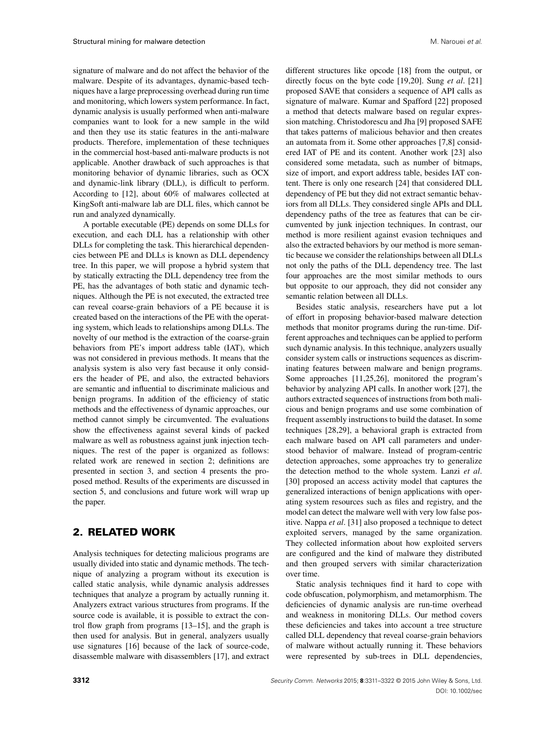signature of malware and do not affect the behavior of the malware. Despite of its advantages, dynamic-based techniques have a large preprocessing overhead during run time and monitoring, which lowers system performance. In fact, dynamic analysis is usually performed when anti-malware companies want to look for a new sample in the wild and then they use its static features in the anti-malware products. Therefore, implementation of these techniques in the commercial host-based anti-malware products is not applicable. Another drawback of such approaches is that monitoring behavior of dynamic libraries, such as OCX and dynamic-link library (DLL), is difficult to perform. According to [12], about 60% of malwares collected at KingSoft anti-malware lab are DLL files, which cannot be run and analyzed dynamically.

A portable executable (PE) depends on some DLLs for execution, and each DLL has a relationship with other DLLs for completing the task. This hierarchical dependencies between PE and DLLs is known as DLL dependency tree. In this paper, we will propose a hybrid system that by statically extracting the DLL dependency tree from the PE, has the advantages of both static and dynamic techniques. Although the PE is not executed, the extracted tree can reveal coarse-grain behaviors of a PE because it is created based on the interactions of the PE with the operating system, which leads to relationships among DLLs. The novelty of our method is the extraction of the coarse-grain behaviors from PE's import address table (IAT), which was not considered in previous methods. It means that the analysis system is also very fast because it only considers the header of PE, and also, the extracted behaviors are semantic and influential to discriminate malicious and benign programs. In addition of the efficiency of static methods and the effectiveness of dynamic approaches, our method cannot simply be circumvented. The evaluations show the effectiveness against several kinds of packed malware as well as robustness against junk injection techniques. The rest of the paper is organized as follows: related work are renewed in section 2; definitions are presented in section 3, and section 4 presents the proposed method. Results of the experiments are discussed in section 5, and conclusions and future work will wrap up the paper.

## 2. RELATED WORK

Analysis techniques for detecting malicious programs are usually divided into static and dynamic methods. The technique of analyzing a program without its execution is called static analysis, while dynamic analysis addresses techniques that analyze a program by actually running it. Analyzers extract various structures from programs. If the source code is available, it is possible to extract the control flow graph from programs [13–15], and the graph is then used for analysis. But in general, analyzers usually use signatures [16] because of the lack of source-code, disassemble malware with disassemblers [17], and extract different structures like opcode [18] from the output, or directly focus on the byte code [19,20]. Sung *et al*. [21] proposed SAVE that considers a sequence of API calls as signature of malware. Kumar and Spafford [22] proposed a method that detects malware based on regular expression matching. Christodorescu and Jha [9] proposed SAFE that takes patterns of malicious behavior and then creates an automata from it. Some other approaches [7,8] considered IAT of PE and its content. Another work [23] also considered some metadata, such as number of bitmaps, size of import, and export address table, besides IAT content. There is only one research [24] that considered DLL dependency of PE but they did not extract semantic behaviors from all DLLs. They considered single APIs and DLL dependency paths of the tree as features that can be circumvented by junk injection techniques. In contrast, our method is more resilient against evasion techniques and also the extracted behaviors by our method is more semantic because we consider the relationships between all DLLs not only the paths of the DLL dependency tree. The last four approaches are the most similar methods to ours but opposite to our approach, they did not consider any semantic relation between all DLLs.

Besides static analysis, researchers have put a lot of effort in proposing behavior-based malware detection methods that monitor programs during the run-time. Different approaches and techniques can be applied to perform such dynamic analysis. In this technique, analyzers usually consider system calls or instructions sequences as discriminating features between malware and benign programs. Some approaches [11,25,26], monitored the program's behavior by analyzing API calls. In another work [27], the authors extracted sequences of instructions from both malicious and benign programs and use some combination of frequent assembly instructions to build the dataset. In some techniques [28,29], a behavioral graph is extracted from each malware based on API call parameters and understood behavior of malware. Instead of program-centric detection approaches, some approaches try to generalize the detection method to the whole system. Lanzi *et al*. [30] proposed an access activity model that captures the generalized interactions of benign applications with operating system resources such as files and registry, and the model can detect the malware well with very low false positive. Nappa *et al*. [31] also proposed a technique to detect exploited servers, managed by the same organization. They collected information about how exploited servers are configured and the kind of malware they distributed and then grouped servers with similar characterization over time.

Static analysis techniques find it hard to cope with code obfuscation, polymorphism, and metamorphism. The deficiencies of dynamic analysis are run-time overhead and weakness in monitoring DLLs. Our method covers these deficiencies and takes into account a tree structure called DLL dependency that reveal coarse-grain behaviors of malware without actually running it. These behaviors were represented by sub-trees in DLL dependencies,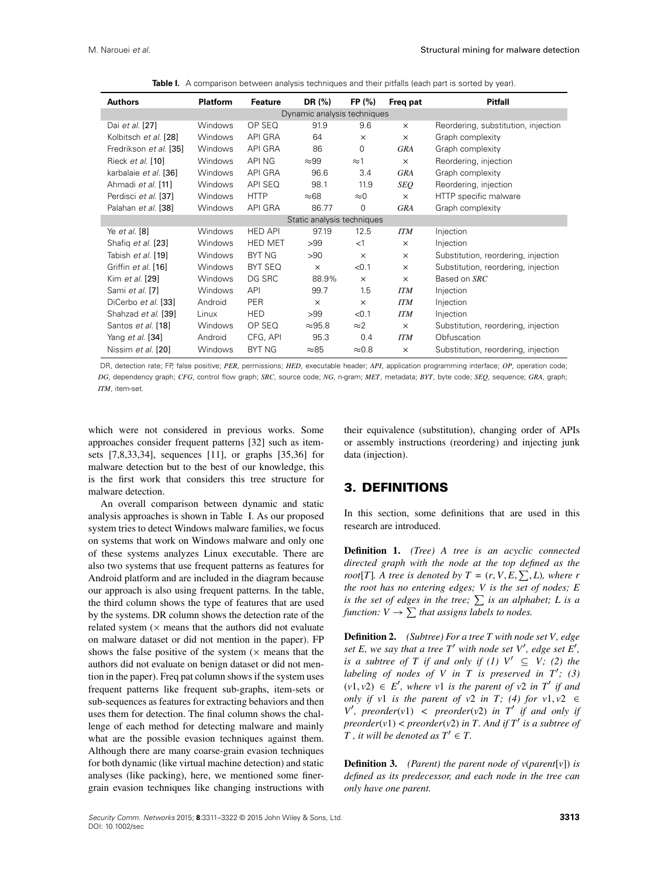**Table I.** A comparison between analysis techniques and their pitfalls (each part is sorted by year).

| Authors | Platform | Feature | DR (%) | FP (%) | Freq pat | Pitfall |
|---|---|---|---|---|---|---|
| Dynamic analysis techniques | | | | | | |
| Dai *et al.* [27] | Windows | OP SEQ | 91.9 | 9.6 | × | Reordering, substitution, injection |
| Kolbitsch *et al.* [28] | Windows | API GRA | 64 | × | × | Graph complexity |
| Fredrikson *et al.* [35] | Windows | API GRA | 86 | 0 | *GRA* | Graph complexity |
| Rieck *et al.* [10] | Windows | API NG | ≈99 | ≈1 | × | Reordering, injection |
| karbalaie *et al.* [36] | Windows | API GRA | 96.6 | 3.4 | *GRA* | Graph complexity |
| Ahmadi *et al.* [11] | Windows | API SEQ | 98.1 | 11.9 | *SEQ* | Reordering, injection |
| Perdisci *et al.* [37] | Windows | HTTP | ≈68 | ≈0 | × | HTTP specific malware |
| Palahan *et al.* [38] | Windows | API GRA | 86.77 | 0 | *GRA* | Graph complexity |
| Static analysis techniques | | | | | | |
| Ye *et al.* [8] | Windows | HED API | 97.19 | 12.5 | *ITM* | Injection |
| Shafiq *et al.* [23] | Windows | HED MET | >99 | <1 | × | Injection |
| Tabish *et al.* [19] | Windows | BYT NG | >90 | × | × | Substitution, reordering, injection |
| Griffin *et al.* [16] | Windows | BYT SEQ | × | <0.1 | × | Substitution, reordering, injection |
| Kim *et al.* [29] | Windows | DG SRC | 88.9% | × | × | Based on *SRC* |
| Sami *et al.* [7] | Windows | API | 99.7 | 1.5 | *ITM* | Injection |
| DiCerbo *et al.* [33] | Android | PER | × | × | *ITM* | Injection |
| Shahzad *et al.* [39] | Linux | HED | >99 | <0.1 | *ITM* | Injection |
| Santos *et al.* [18] | Windows | OP SEQ | ≈95.8 | ≈2 | × | Substitution, reordering, injection |
| Yang *et al.* [34] | Android | CFG, API | 95.3 | 0.4 | *ITM* | Obfuscation |
| Nissim *et al.* [20] | Windows | BYT NG | ≈85 | ≈0.8 | × | Substitution, reordering, injection |

DR, detection rate; FP, false positive; *PER*, permissions; *HED*, executable header; *API*, application programming interface; *OP*, operation code; *DG*, dependency graph; *CFG*, control flow graph; *SRC*, source code; *NG*, n-gram; *MET*, metadata; *BYT*, byte code; *SEQ*, sequence; *GRA*, graph; *ITM*, item-set.

which were not considered in previous works. Some approaches consider frequent patterns [32] such as itemsets [7,8,33,34], sequences [11], or graphs [35,36] for malware detection but to the best of our knowledge, this is the first work that considers this tree structure for malware detection.

An overall comparison between dynamic and static analysis approaches is shown in Table I. As our proposed system tries to detect Windows malware families, we focus on systems that work on Windows malware and only one of these systems analyzes Linux executable. There are also two systems that use frequent patterns as features for Android platform and are included in the diagram because our approach is also using frequent patterns. In the table, the third column shows the type of features that are used by the systems. DR column shows the detection rate of the related system (× means that the authors did not evaluate on malware dataset or did not mention in the paper). FP shows the false positive of the system (× means that the authors did not evaluate on benign dataset or did not mention in the paper). Freq pat column shows if the system uses frequent patterns like frequent sub-graphs, item-sets or sub-sequences as features for extracting behaviors and then uses them for detection. The final column shows the challenge of each method for detecting malware and mainly what are the possible evasion techniques against them. Although there are many coarse-grain evasion techniques for both dynamic (like virtual machine detection) and static analyses (like packing), here, we mentioned some finer-grain evasion techniques like changing instructions with their equivalence (substitution), changing order of APIs or assembly instructions (reordering) and injecting junk data (injection).

## 3. DEFINITIONS

In this section, some definitions that are used in this research are introduced.

**Definition 1.** *(Tree) A tree is an acyclic connected directed graph with the node at the top defined as the root[T]. A tree is denoted by $T = (r, V, E, \sum, L)$, where r the root has no entering edges; V is the set of nodes; E is the set of edges in the tree; $\sum$ is an alphabet; L is a function: $V \rightarrow \sum$ that assigns labels to nodes.*

**Definition 2.** *(Subtree) For a tree T with node set V, edge set E, we say that a tree $T'$ with node set $V'$, edge set $E'$, is a subtree of T if and only if (1) $V' \subseteq V$; (2) the labeling of nodes of V in T is preserved in $T'$; (3) $(v1, v2) \in E'$, where v1 is the parent of v2 in $T'$ if and only if v1 is the parent of v2 in T; (4) for $v1, v2 \in V'$, $preorder(v1) < preorder(v2)$ in $T'$ if and only if $preorder(v1) < preorder(v2)$ in T. And if $T'$ is a subtree of T, it will be denoted as $T' \in T$.*

**Definition 3.** *(Parent) the parent node of v(parent[v]) is defined as its predecessor, and each node in the tree can only have one parent.*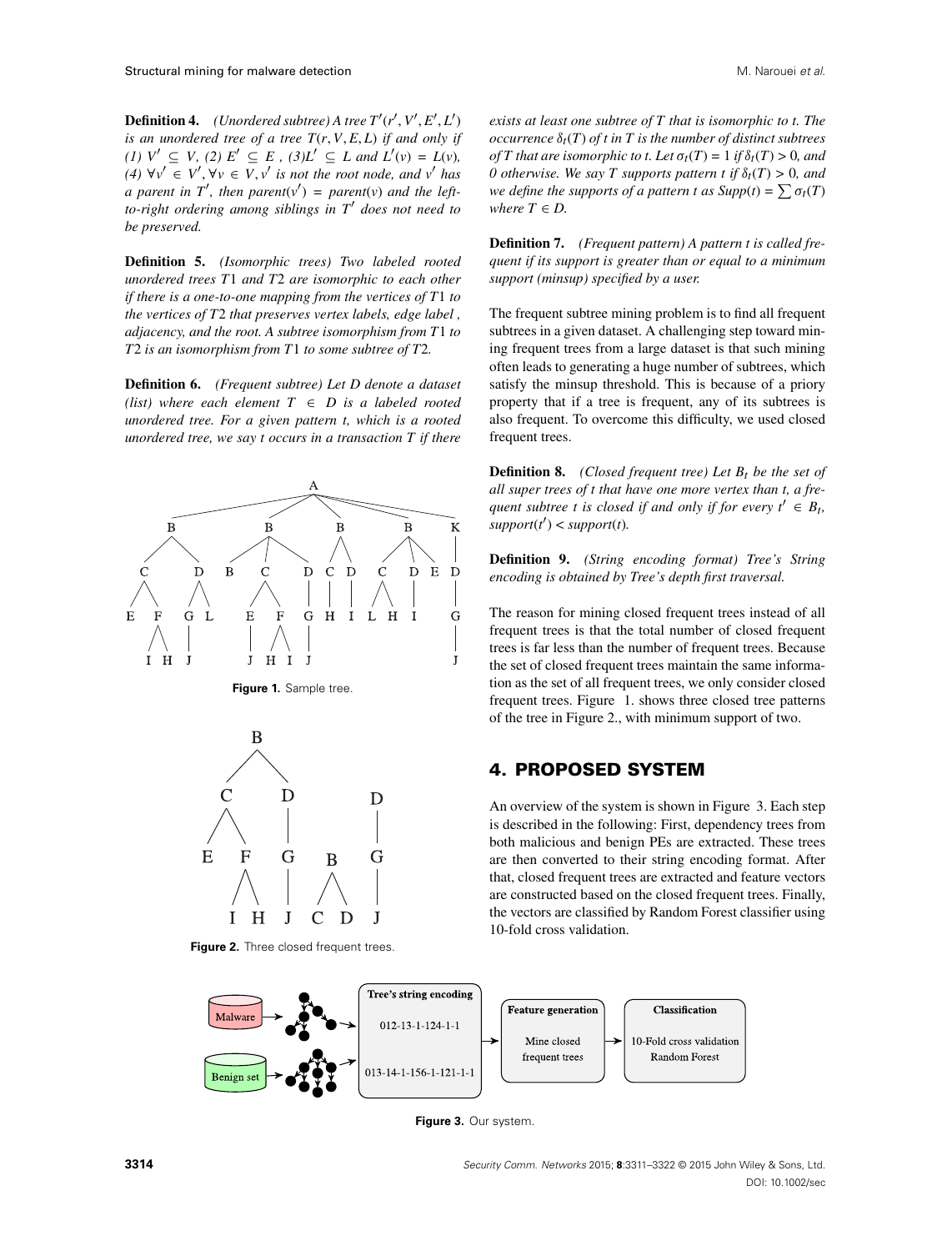**Definition 4.** *(Unordered subtree) A tree $T'(r', V', E', L')$ is an unordered tree of a tree $T(r, V, E, L)$ if and only if (1) $V' \subseteq V$, (2) $E' \subseteq E$ , (3)$L' \subseteq L$ and $L'(v) = L(v)$, (4) $\forall v' \in V', \forall v \in V, v'$ is not the root node, and $v'$ has a parent in $T'$, then $parent(v') = parent(v)$ and the left-to-right ordering among siblings in $T'$ does not need to be preserved.*

**Definition 5.** *(Isomorphic trees) Two labeled rooted unordered trees $T1$ and $T2$ are isomorphic to each other if there is a one-to-one mapping from the vertices of $T1$ to the vertices of $T2$ that preserves vertex labels, edge label , adjacency, and the root. A subtree isomorphism from $T1$ to $T2$ is an isomorphism from $T1$ to some subtree of $T2$.*

**Definition 6.** *(Frequent subtree) Let $D$ denote a dataset (list) where each element $T \in D$ is a labeled rooted unordered tree. For a given pattern $t$, which is a rooted unordered tree, we say $t$ occurs in a transaction $T$ if there exists at least one subtree of $T$ that is isomorphic to $t$. The occurrence $\delta_t(T)$ of $t$ in $T$ is the number of distinct subtrees of $T$ that are isomorphic to $t$. Let $\sigma_t(T) = 1$ if $\delta_t(T) > 0$, and 0 otherwise. We say $T$ supports pattern $t$ if $\delta_t(T) > 0$, and we define the supports of a pattern $t$ as $Supp(t) = \sum \sigma_t(T)$ where $T \in D$.*

**Figure 1.** Sample tree.

**Figure 2.** Three closed frequent trees.

**Definition 7.** *(Frequent pattern) A pattern $t$ is called frequent if its support is greater than or equal to a minimum support (minsup) specified by a user.*

The frequent subtree mining problem is to find all frequent subtrees in a given dataset. A challenging step toward mining frequent trees from a large dataset is that such mining often leads to generating a huge number of subtrees, which satisfy the minsup threshold. This is because of a priory property that if a tree is frequent, any of its subtrees is also frequent. To overcome this difficulty, we used closed frequent trees.

**Definition 8.** *(Closed frequent tree) Let $B_t$ be the set of all super trees of $t$ that have one more vertex than $t$, a frequent subtree $t$ is closed if and only if for every $t' \in B_t$, $support(t') < support(t)$.*

**Definition 9.** *(String encoding format) Tree's String encoding is obtained by Tree's depth first traversal.*

The reason for mining closed frequent trees instead of all frequent trees is that the total number of closed frequent trees is far less than the number of frequent trees. Because the set of closed frequent trees maintain the same information as the set of all frequent trees, we only consider closed frequent trees. Figure 1. shows three closed tree patterns of the tree in Figure 2., with minimum support of two.

## 4. PROPOSED SYSTEM

An overview of the system is shown in Figure 3. Each step is described in the following: First, dependency trees from both malicious and benign PEs are extracted. These trees are then converted to their string encoding format. After that, closed frequent trees are extracted and feature vectors are constructed based on the closed frequent trees. Finally, the vectors are classified by Random Forest classifier using 10-fold cross validation.

**Figure 3.** Our system.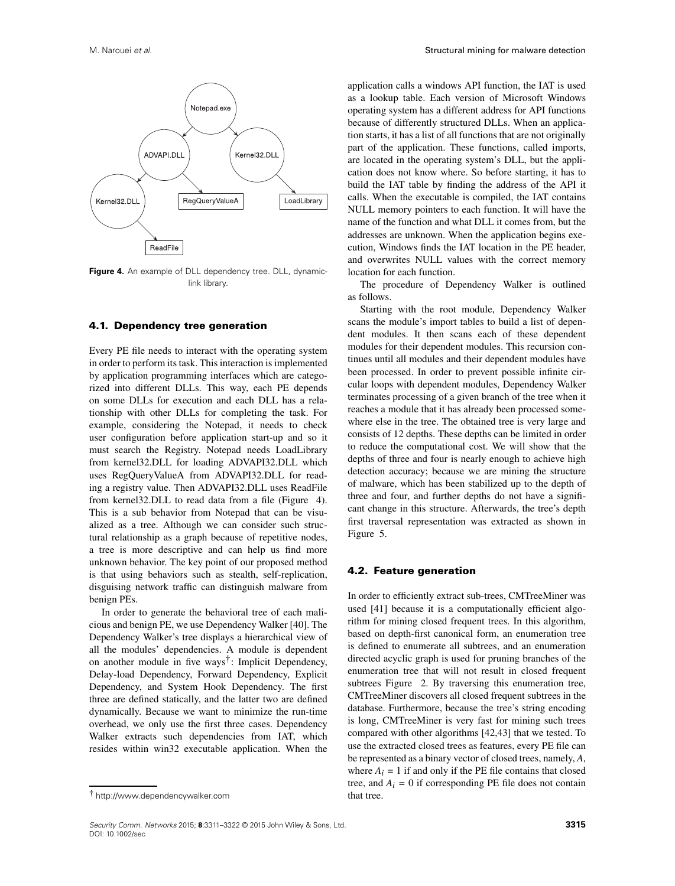**Figure 4.** An example of DLL dependency tree. DLL, dynamic-link library.

### 4.1. Dependency tree generation

Every PE file needs to interact with the operating system in order to perform its task. This interaction is implemented by application programming interfaces which are categorized into different DLLs. This way, each PE depends on some DLLs for execution and each DLL has a relationship with other DLLs for completing the task. For example, considering the Notepad, it needs to check user configuration before application start-up and so it must search the Registry. Notepad needs LoadLibrary from kernel32.DLL for loading ADVAPI32.DLL which uses RegQueryValueA from ADVAPI32.DLL for reading a registry value. Then ADVAPI32.DLL uses ReadFile from kernel32.DLL to read data from a file (Figure 4). This is a sub behavior from Notepad that can be visualized as a tree. Although we can consider such structural relationship as a graph because of repetitive nodes, a tree is more descriptive and can help us find more unknown behavior. The key point of our proposed method is that using behaviors such as stealth, self-replication, disguising network traffic can distinguish malware from benign PEs.

In order to generate the behavioral tree of each malicious and benign PE, we use Dependency Walker [40]. The Dependency Walker's tree displays a hierarchical view of all the modules' dependencies. A module is dependent on another module in five ways[†]: Implicit Dependency, Delay-load Dependency, Forward Dependency, Explicit Dependency, and System Hook Dependency. The first three are defined statically, and the latter two are defined dynamically. Because we want to minimize the run-time overhead, we only use the first three cases. Dependency Walker extracts such dependencies from IAT, which resides within win32 executable application. When the application calls a windows API function, the IAT is used as a lookup table. Each version of Microsoft Windows operating system has a different address for API functions because of differently structured DLLs. When an application starts, it has a list of all functions that are not originally part of the application. These functions, called imports, are located in the operating system's DLL, but the application does not know where. So before starting, it has to build the IAT table by finding the address of the API it calls. When the executable is compiled, the IAT contains NULL memory pointers to each function. It will have the name of the function and what DLL it comes from, but the addresses are unknown. When the application begins execution, Windows finds the IAT location in the PE header, and overwrites NULL values with the correct memory location for each function.

The procedure of Dependency Walker is outlined as follows.

Starting with the root module, Dependency Walker scans the module's import tables to build a list of dependent modules. It then scans each of these dependent modules for their dependent modules. This recursion continues until all modules and their dependent modules have been processed. In order to prevent possible infinite circular loops with dependent modules, Dependency Walker terminates processing of a given branch of the tree when it reaches a module that it has already been processed somewhere else in the tree. The obtained tree is very large and consists of 12 depths. These depths can be limited in order to reduce the computational cost. We will show that the depths of three and four is nearly enough to achieve high detection accuracy; because we are mining the structure of malware, which has been stabilized up to the depth of three and four, and further depths do not have a significant change in this structure. Afterwards, the tree's depth first traversal representation was extracted as shown in Figure 5.

### 4.2. Feature generation

In order to efficiently extract sub-trees, CMTreeMiner was used [41] because it is a computationally efficient algorithm for mining closed frequent trees. In this algorithm, based on depth-first canonical form, an enumeration tree is defined to enumerate all subtrees, and an enumeration directed acyclic graph is used for pruning branches of the enumeration tree that will not result in closed frequent subtrees Figure 2. By traversing this enumeration tree, CMTreeMiner discovers all closed frequent subtrees in the database. Furthermore, because the tree's string encoding is long, CMTreeMiner is very fast for mining such trees compared with other algorithms [42,43] that we tested. To use the extracted closed trees as features, every PE file can be represented as a binary vector of closed trees, namely, $A$, where $A_i = 1$ if and only if the PE file contains that closed tree, and $A_i = 0$ if corresponding PE file does not contain that tree.

[†] http://www.dependencywalker.com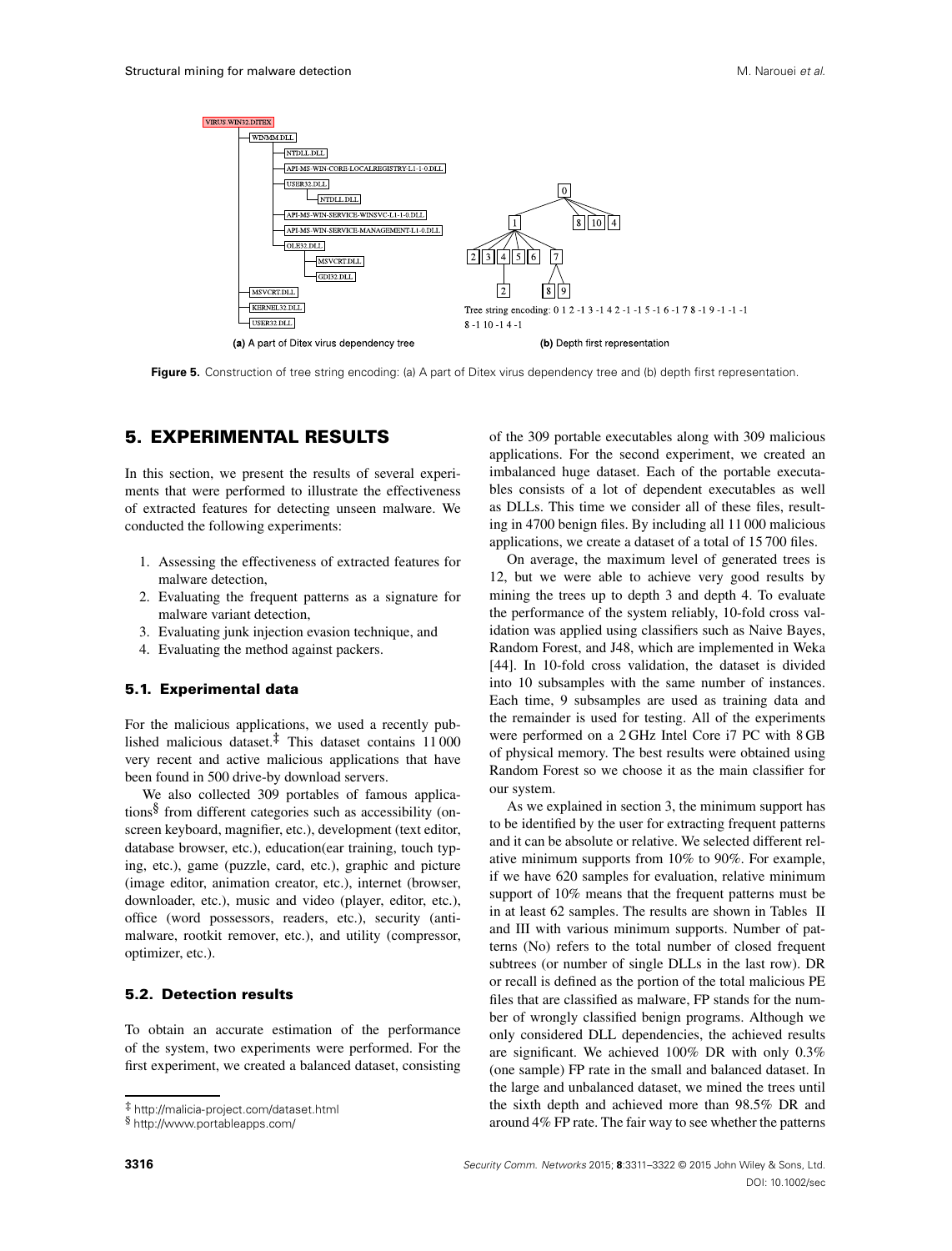**Figure 5.** Construction of tree string encoding: (a) A part of Ditex virus dependency tree and (b) depth first representation.

## 5. EXPERIMENTAL RESULTS

In this section, we present the results of several experiments that were performed to illustrate the effectiveness of extracted features for detecting unseen malware. We conducted the following experiments:

1. Assessing the effectiveness of extracted features for malware detection,
2. Evaluating the frequent patterns as a signature for malware variant detection,
3. Evaluating junk injection evasion technique, and
4. Evaluating the method against packers.

### 5.1. Experimental data

For the malicious applications, we used a recently published malicious dataset.[‡] This dataset contains 11 000 very recent and active malicious applications that have been found in 500 drive-by download servers.

We also collected 309 portables of famous applications[§] from different categories such as accessibility (on-screen keyboard, magnifier, etc.), development (text editor, database browser, etc.), education(ear training, touch typing, etc.), game (puzzle, card, etc.), graphic and picture (image editor, animation creator, etc.), internet (browser, downloader, etc.), music and video (player, editor, etc.), office (word possessors, readers, etc.), security (anti-malware, rootkit remover, etc.), and utility (compressor, optimizer, etc.).

### 5.2. Detection results

To obtain an accurate estimation of the performance of the system, two experiments were performed. For the first experiment, we created a balanced dataset, consisting of the 309 portable executables along with 309 malicious applications. For the second experiment, we created an imbalanced huge dataset. Each of the portable executables consists of a lot of dependent executables as well as DLLs. This time we consider all of these files, resulting in 4700 benign files. By including all 11 000 malicious applications, we create a dataset of a total of 15 700 files.

On average, the maximum level of generated trees is 12, but we were able to achieve very good results by mining the trees up to depth 3 and depth 4. To evaluate the performance of the system reliably, 10-fold cross validation was applied using classifiers such as Naive Bayes, Random Forest, and J48, which are implemented in Weka [44]. In 10-fold cross validation, the dataset is divided into 10 subsamples with the same number of instances. Each time, 9 subsamples are used as training data and the remainder is used for testing. All of the experiments were performed on a 2 GHz Intel Core i7 PC with 8 GB of physical memory. The best results were obtained using Random Forest so we choose it as the main classifier for our system.

As we explained in section 3, the minimum support has to be identified by the user for extracting frequent patterns and it can be absolute or relative. We selected different relative minimum supports from 10% to 90%. For example, if we have 620 samples for evaluation, relative minimum support of 10% means that the frequent patterns must be in at least 62 samples. The results are shown in Tables II and III with various minimum supports. Number of patterns (No) refers to the total number of closed frequent subtrees (or number of single DLLs in the last row). DR or recall is defined as the portion of the total malicious PE files that are classified as malware, FP stands for the number of wrongly classified benign programs. Although we only considered DLL dependencies, the achieved results are significant. We achieved 100% DR with only 0.3% (one sample) FP rate in the small and balanced dataset. In the large and unbalanced dataset, we mined the trees until the sixth depth and achieved more than 98.5% DR and around 4% FP rate. The fair way to see whether the patterns

[‡] http://malicia-project.com/dataset.html

[§] http://www.portableapps.com/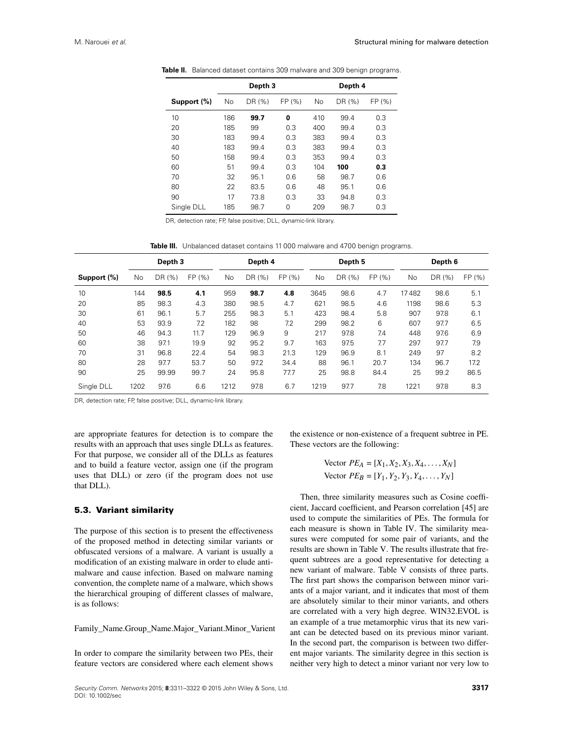**Table II.** Balanced dataset contains 309 malware and 309 benign programs.

| Support (%) | Depth 3 | | | Depth 4 | | |
|---|---|---|---|---|---|---|
| | No | DR (%) | FP (%) | No | DR (%) | FP (%) |
| 10 | 186 | **99.7** | **0** | 410 | 99.4 | 0.3 |
| 20 | 185 | 99 | 0.3 | 400 | 99.4 | 0.3 |
| 30 | 183 | 99.4 | 0.3 | 383 | 99.4 | 0.3 |
| 40 | 183 | 99.4 | 0.3 | 383 | 99.4 | 0.3 |
| 50 | 158 | 99.4 | 0.3 | 353 | 99.4 | 0.3 |
| 60 | 51 | 99.4 | 0.3 | 104 | **100** | **0.3** |
| 70 | 32 | 95.1 | 0.6 | 58 | 98.7 | 0.6 |
| 80 | 22 | 83.5 | 0.6 | 48 | 95.1 | 0.6 |
| 90 | 17 | 73.8 | 0.3 | 33 | 94.8 | 0.3 |
| Single DLL | 185 | 98.7 | 0 | 209 | 98.7 | 0.3 |

DR, detection rate; FP, false positive; DLL, dynamic-link library.

**Table III.** Unbalanced dataset contains 11 000 malware and 4700 benign programs.

| Support (%) | Depth 3 | | | Depth 4 | | | Depth 5 | | | Depth 6 | | |
|---|---|---|---|---|---|---|---|---|---|---|---|---|
| | No | DR (%) | FP (%) | No | DR (%) | FP (%) | No | DR (%) | FP (%) | No | DR (%) | FP (%) |
| 10 | 144 | **98.5** | **4.1** | 959 | **98.7** | **4.8** | 3645 | 98.6 | 4.7 | 17 482 | 98.6 | 5.1 |
| 20 | 85 | 98.3 | 4.3 | 380 | 98.5 | 4.7 | 621 | 98.5 | 4.6 | 1198 | 98.6 | 5.3 |
| 30 | 61 | 96.1 | 5.7 | 255 | 98.3 | 5.1 | 423 | 98.4 | 5.8 | 907 | 97.8 | 6.1 |
| 40 | 53 | 93.9 | 7.2 | 182 | 98 | 7.2 | 299 | 98.2 | 6 | 607 | 97.7 | 6.5 |
| 50 | 46 | 94.3 | 11.7 | 129 | 96.9 | 9 | 217 | 97.8 | 7.4 | 448 | 97.6 | 6.9 |
| 60 | 38 | 97.1 | 19.9 | 92 | 95.2 | 9.7 | 163 | 97.5 | 7.7 | 297 | 97.7 | 7.9 |
| 70 | 31 | 96.8 | 22.4 | 54 | 98.3 | 21.3 | 129 | 96.9 | 8.1 | 249 | 97 | 8.2 |
| 80 | 28 | 97.7 | 53.7 | 50 | 97.2 | 34.4 | 88 | 96.1 | 20.7 | 134 | 96.7 | 17.2 |
| 90 | 25 | 99.99 | 99.7 | 24 | 95.8 | 77.7 | 25 | 98.8 | 84.4 | 25 | 99.2 | 86.5 |
| Single DLL | 1202 | 97.6 | 6.6 | 1212 | 97.8 | 6.7 | 1219 | 97.7 | 7.8 | 1221 | 97.8 | 8.3 |

DR, detection rate; FP, false positive; DLL, dynamic-link library.

are appropriate features for detection is to compare the results with an approach that uses single DLLs as features. For that purpose, we consider all of the DLLs as features and to build a feature vector, assign one (if the program uses that DLL) or zero (if the program does not use that DLL).

### 5.3. Variant similarity

The purpose of this section is to present the effectiveness of the proposed method in detecting similar variants or obfuscated versions of a malware. A variant is usually a modification of an existing malware in order to elude anti-malware and cause infection. Based on malware naming convention, the complete name of a malware, which shows the hierarchical grouping of different classes of malware, is as follows:

Family_Name.Group_Name.Major_Variant.Minor_Varient

In order to compare the similarity between two PEs, their feature vectors are considered where each element shows the existence or non-existence of a frequent subtree in PE. These vectors are the following:

$$\text{Vector } PE_A = [X_1, X_2, X_3, X_4, \ldots, X_N]$$
$$\text{Vector } PE_B = [Y_1, Y_2, Y_3, Y_4, \ldots, Y_N]$$

Then, three similarity measures such as Cosine coefficient, Jaccard coefficient, and Pearson correlation [45] are used to compute the similarities of PEs. The formula for each measure is shown in Table IV. The similarity measures were computed for some pair of variants, and the results are shown in Table V. The results illustrate that frequent subtrees are a good representative for detecting a new variant of malware. Table V consists of three parts. The first part shows the comparison between minor variants of a major variant, and it indicates that most of them are absolutely similar to their minor variants, and others are correlated with a very high degree. WIN32.EVOL is an example of a true metamorphic virus that its new variant can be detected based on its previous minor variant. In the second part, the comparison is between two different major variants. The similarity degree in this section is neither very high to detect a minor variant nor very low to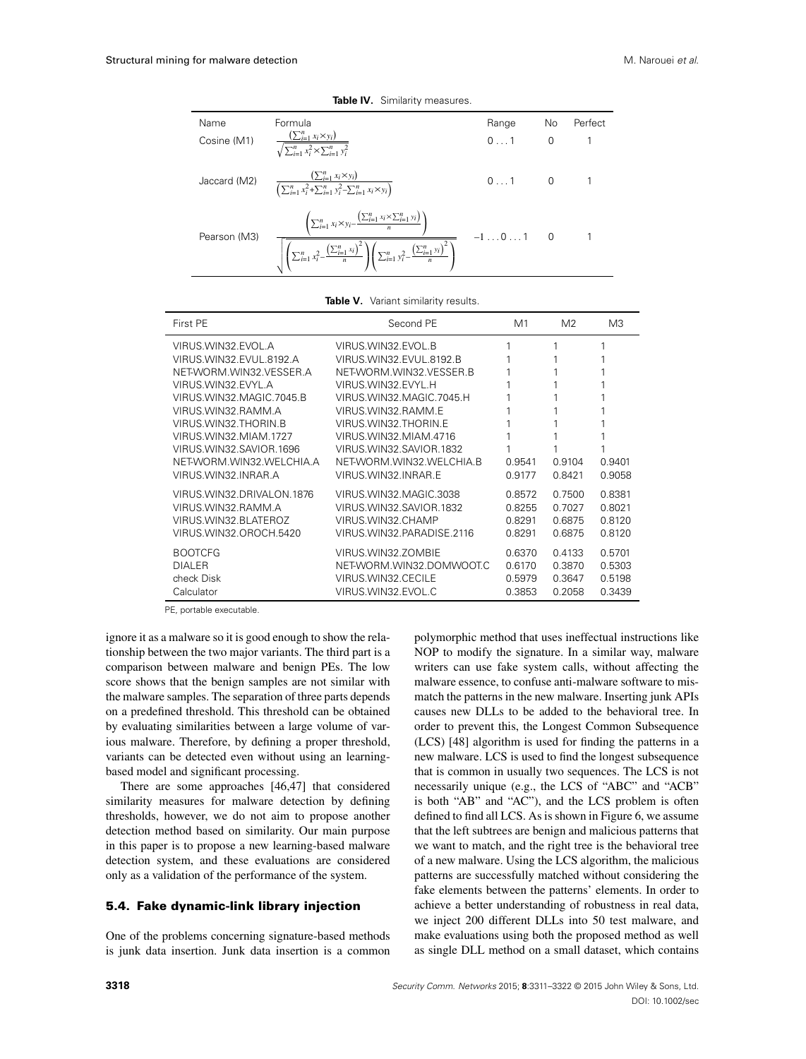**Table IV.** Similarity measures.

| Name | Formula | Range | No | Perfect |
|---|---|---|---|---|
| Cosine (M1) | $\frac{\left(\sum_{i=1}^{n} x_i \times y_i\right)}{\sqrt{\sum_{i=1}^{n} x_i^2 \times \sum_{i=1}^{n} y_i^2}}$ | $0 \ldots 1$ | 0 | 1 |
| Jaccard (M2) | $\frac{\left(\sum_{i=1}^{n} x_i \times y_i\right)}{\left(\sum_{i=1}^{n} x_i^2 + \sum_{i=1}^{n} y_i^2 - \sum_{i=1}^{n} x_i \times y_i\right)}$ | $0 \ldots 1$ | 0 | 1 |
| Pearson (M3) | $\frac{\left(\sum_{i=1}^{n} x_i \times y_i - \frac{\left(\sum_{i=1}^{n} x_i \times \sum_{i=1}^{n} y_i\right)}{n}\right)}{\sqrt{\left(\sum_{i=1}^{n} x_i^2 - \frac{\left(\sum_{i=1}^{n} x_i\right)^2}{n}\right)\left(\sum_{i=1}^{n} y_i^2 - \frac{\left(\sum_{i=1}^{n} y_i\right)^2}{n}\right)}}$ | $-1 \ldots 0 \ldots 1$ | 0 | 1 |

**Table V.** Variant similarity results.

| First PE | Second PE | M1 | M2 | M3 |
|---|---|---|---|---|
| VIRUS.WIN32.EVOL.A | VIRUS.WIN32.EVOL.B | 1 | 1 | 1 |
| VIRUS.WIN32.EVUL.8192.A | VIRUS.WIN32.EVUL.8192.B | 1 | 1 | 1 |
| NET-WORM.WIN32.VESSER.A | NET-WORM.WIN32.VESSER.B | 1 | 1 | 1 |
| VIRUS.WIN32.EVYL.A | VIRUS.WIN32.EVYL.H | 1 | 1 | 1 |
| VIRUS.WIN32.MAGIC.7045.B | VIRUS.WIN32.MAGIC.7045.H | 1 | 1 | 1 |
| VIRUS.WIN32.RAMM.A | VIRUS.WIN32.RAMM.E | 1 | 1 | 1 |
| VIRUS.WIN32.THORIN.B | VIRUS.WIN32.THORIN.E | 1 | 1 | 1 |
| VIRUS.WIN32.MIAM.1727 | VIRUS.WIN32.MIAM.4716 | 1 | 1 | 1 |
| VIRUS.WIN32.SAVIOR.1696 | VIRUS.WIN32.SAVIOR.1832 | 1 | 1 | 1 |
| NET-WORM.WIN32.WELCHIA.A | NET-WORM.WIN32.WELCHIA.B | 0.9541 | 0.9104 | 0.9401 |
| VIRUS.WIN32.INRAR.A | VIRUS.WIN32.INRAR.E | 0.9177 | 0.8421 | 0.9058 |
| VIRUS.WIN32.DRIVALON.1876 | VIRUS.WIN32.MAGIC.3038 | 0.8572 | 0.7500 | 0.8381 |
| VIRUS.WIN32.RAMM.A | VIRUS.WIN32.SAVIOR.1832 | 0.8255 | 0.7027 | 0.8021 |
| VIRUS.WIN32.BLATEROZ | VIRUS.WIN32.CHAMP | 0.8291 | 0.6875 | 0.8120 |
| VIRUS.WIN32.OROCH.5420 | VIRUS.WIN32.PARADISE.2116 | 0.8291 | 0.6875 | 0.8120 |
| BOOTCFG | VIRUS.WIN32.ZOMBIE | 0.6370 | 0.4133 | 0.5701 |
| DIALER | NET-WORM.WIN32.DOMWOOT.C | 0.6170 | 0.3870 | 0.5303 |
| check Disk | VIRUS.WIN32.CECILE | 0.5979 | 0.3647 | 0.5198 |
| Calculator | VIRUS.WIN32.EVOL.C | 0.3853 | 0.2058 | 0.3439 |

PE, portable executable.

ignore it as a malware so it is good enough to show the relationship between the two major variants. The third part is a comparison between malware and benign PEs. The low score shows that the benign samples are not similar with the malware samples. The separation of three parts depends on a predefined threshold. This threshold can be obtained by evaluating similarities between a large volume of various malware. Therefore, by defining a proper threshold, variants can be detected even without using an learning-based model and significant processing.

There are some approaches [46,47] that considered similarity measures for malware detection by defining thresholds, however, we do not aim to propose another detection method based on similarity. Our main purpose in this paper is to propose a new learning-based malware detection system, and these evaluations are considered only as a validation of the performance of the system.

### 5.4. Fake dynamic-link library injection

One of the problems concerning signature-based methods is junk data insertion. Junk data insertion is a common polymorphic method that uses ineffectual instructions like NOP to modify the signature. In a similar way, malware writers can use fake system calls, without affecting the malware essence, to confuse anti-malware software to mismatch the patterns in the new malware. Inserting junk APIs causes new DLLs to be added to the behavioral tree. In order to prevent this, the Longest Common Subsequence (LCS) [48] algorithm is used for finding the patterns in a new malware. LCS is used to find the longest subsequence that is common in usually two sequences. The LCS is not necessarily unique (e.g., the LCS of "ABC" and "ACB" is both "AB" and "AC"), and the LCS problem is often defined to find all LCS. As is shown in Figure 6, we assume that the left subtrees are benign and malicious patterns that we want to match, and the right tree is the behavioral tree of a new malware. Using the LCS algorithm, the malicious patterns are successfully matched without considering the fake elements between the patterns' elements. In order to achieve a better understanding of robustness in real data, we inject 200 different DLLs into 50 test malware, and make evaluations using both the proposed method as well as single DLL method on a small dataset, which contains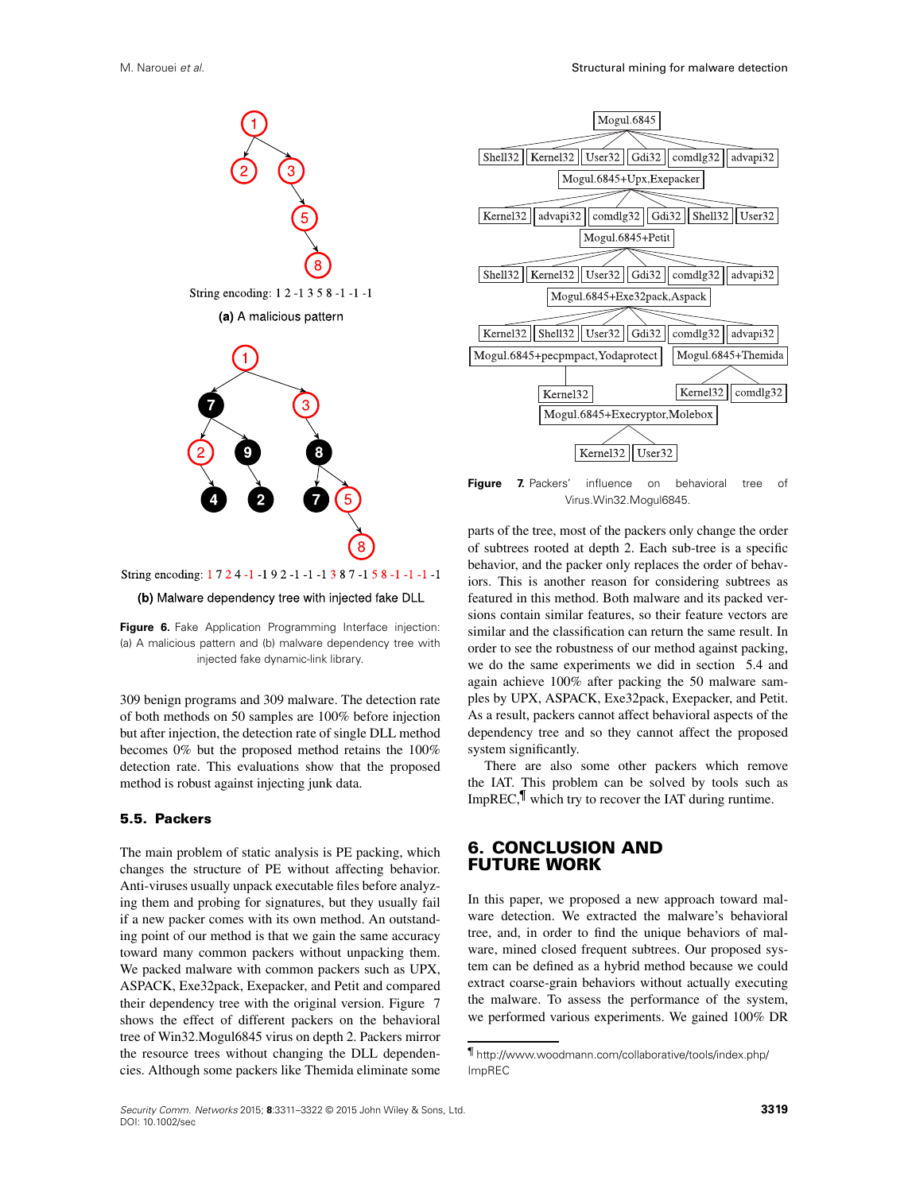String encoding: 1 2 -1 3 5 8 -1 -1 -1

**(a)** A malicious pattern

String encoding: 1 7 2 4 -1 -1 9 2 -1 -1 -1 3 8 7 -1 5 8 -1 -1 -1 -1

**(b)** Malware dependency tree with injected fake DLL

**Figure 6.** Fake Application Programming Interface injection: (a) A malicious pattern and (b) malware dependency tree with injected fake dynamic-link library.

309 benign programs and 309 malware. The detection rate of both methods on 50 samples are 100% before injection but after injection, the detection rate of single DLL method becomes 0% but the proposed method retains the 100% detection rate. This evaluations show that the proposed method is robust against injecting junk data.

### 5.5. Packers

The main problem of static analysis is PE packing, which changes the structure of PE without affecting behavior. Anti-viruses usually unpack executable files before analyzing them and probing for signatures, but they usually fail if a new packer comes with its own method. An outstanding point of our method is that we gain the same accuracy toward many common packers without unpacking them. We packed malware with common packers such as UPX, ASPACK, Exe32pack, Exepacker, and Petit and compared their dependency tree with the original version. Figure 7 shows the effect of different packers on the behavioral tree of Win32.Mogul6845 virus on depth 2. Packers mirror the resource trees without changing the DLL dependencies. Although some packers like Themida eliminate some parts of the tree, most of the packers only change the order of subtrees rooted at depth 2. Each sub-tree is a specific behavior, and the packer only replaces the order of behaviors. This is another reason for considering subtrees as featured in this method. Both malware and its packed versions contain similar features, so their feature vectors are similar and the classification can return the same result. In order to see the robustness of our method against packing, we do the same experiments we did in section 5.4 and again achieve 100% after packing the 50 malware samples by UPX, ASPACK, Exe32pack, Exepacker, and Petit. As a result, packers cannot affect behavioral aspects of the dependency tree and so they cannot affect the proposed system significantly.

There are also some other packers which remove the IAT. This problem can be solved by tools such as ImpREC,[¶] which try to recover the IAT during runtime.

Mogul.6845

Shell32 | Kernel32 | User32 | Gdi32 | comdlg32 | advapi32

Mogul.6845+Upx,Exepacker

Kernel32 | advapi32 | comdlg32 | Gdi32 | Shell32 | User32

Mogul.6845+Petit

Shell32 | Kernel32 | User32 | Gdi32 | comdlg32 | advapi32

Mogul.6845+Exe32pack,Aspack

Kernel32 | Shell32 | User32 | Gdi32 | comdlg32 | advapi32

Mogul.6845+pecpmpact,Yodaprotect

Kernel32

Mogul.6845+Themida

Kernel32 | comdlg32

Mogul.6845+Execryptor,Molebox

Kernel32 | User32

**Figure 7.** Packers' influence on behavioral tree of Virus.Win32.Mogul6845.

## 6. CONCLUSION AND FUTURE WORK

In this paper, we proposed a new approach toward malware detection. We extracted the malware's behavioral tree, and, in order to find the unique behaviors of malware, mined closed frequent subtrees. Our proposed system can be defined as a hybrid method because we could extract coarse-grain behaviors without actually executing the malware. To assess the performance of the system, we performed various experiments. We gained 100% DR

[¶] http://www.woodmann.com/collaborative/tools/index.php/ImpREC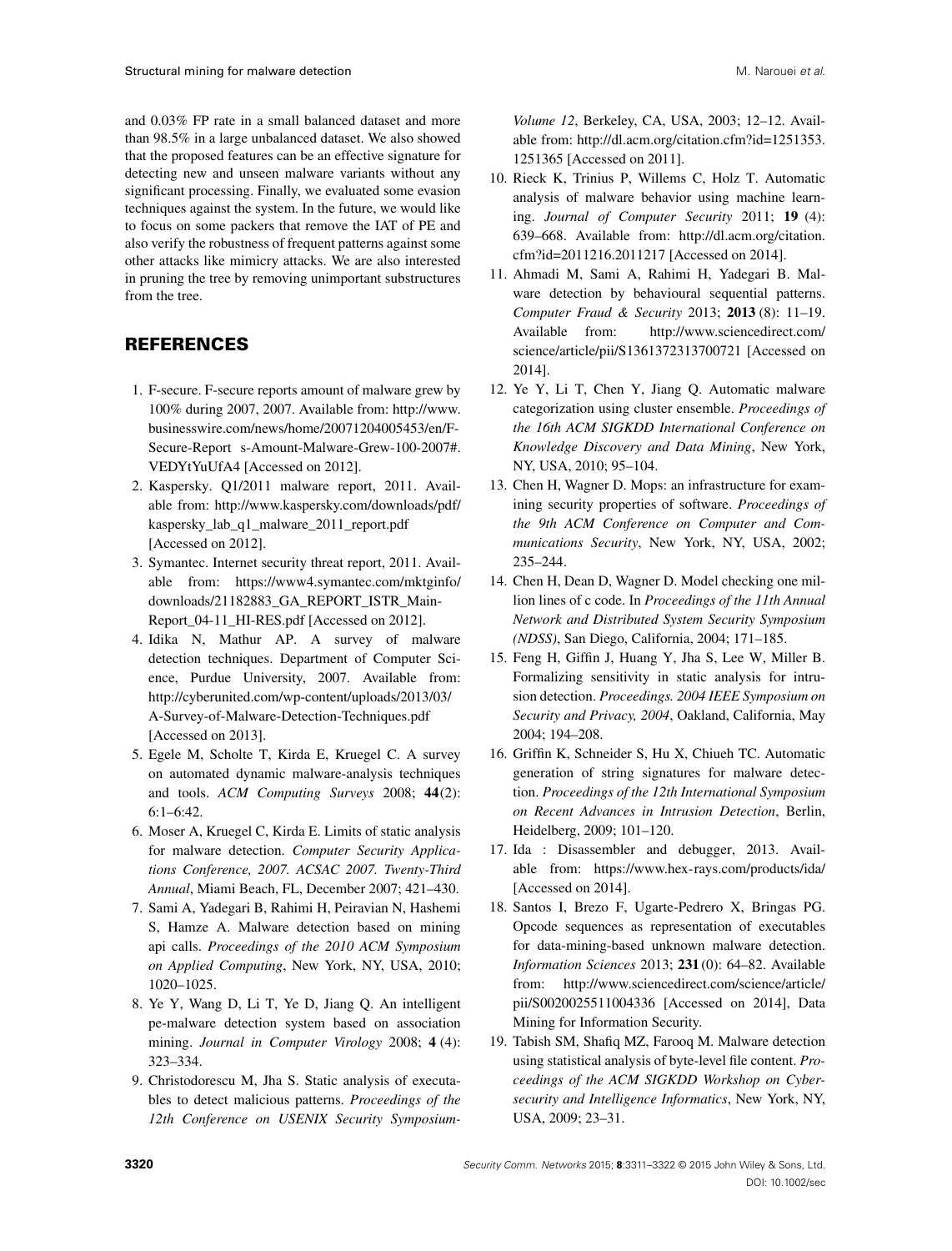and 0.03% FP rate in a small balanced dataset and more than 98.5% in a large unbalanced dataset. We also showed that the proposed features can be an effective signature for detecting new and unseen malware variants without any significant processing. Finally, we evaluated some evasion techniques against the system. In the future, we would like to focus on some packers that remove the IAT of PE and also verify the robustness of frequent patterns against some other attacks like mimicry attacks. We are also interested in pruning the tree by removing unimportant substructures from the tree.

## REFERENCES

1. F-secure. F-secure reports amount of malware grew by 100% during 2007, 2007. Available from: http://www.businesswire.com/news/home/20071204005453/en/F-Secure-Report s-Amount-Malware-Grew-100-2007#.VEDYtYuUfA4 [Accessed on 2012].
2. Kaspersky. Q1/2011 malware report, 2011. Available from: http://www.kaspersky.com/downloads/pdf/kaspersky_lab_q1_malware_2011_report.pdf [Accessed on 2012].
3. Symantec. Internet security threat report, 2011. Available from: https://www4.symantec.com/mktginfo/downloads/21182883_GA_REPORT_ISTR_Main-Report_04-11_HI-RES.pdf [Accessed on 2012].
4. Idika N, Mathur AP. A survey of malware detection techniques. Department of Computer Science, Purdue University, 2007. Available from: http://cyberunited.com/wp-content/uploads/2013/03/A-Survey-of-Malware-Detection-Techniques.pdf [Accessed on 2013].
5. Egele M, Scholte T, Kirda E, Kruegel C. A survey on automated dynamic malware-analysis techniques and tools. *ACM Computing Surveys* 2008; **44**(2): 6:1–6:42.
6. Moser A, Kruegel C, Kirda E. Limits of static analysis for malware detection. *Computer Security Applications Conference, 2007. ACSAC 2007. Twenty-Third Annual*, Miami Beach, FL, December 2007; 421–430.
7. Sami A, Yadegari B, Rahimi H, Peiravian N, Hashemi S, Hamze A. Malware detection based on mining api calls. *Proceedings of the 2010 ACM Symposium on Applied Computing*, New York, NY, USA, 2010; 1020–1025.
8. Ye Y, Wang D, Li T, Ye D, Jiang Q. An intelligent pe-malware detection system based on association mining. *Journal in Computer Virology* 2008; **4** (4): 323–334.
9. Christodorescu M, Jha S. Static analysis of executables to detect malicious patterns. *Proceedings of the 12th Conference on USENIX Security Symposium-Volume 12*, Berkeley, CA, USA, 2003; 12–12. Available from: http://dl.acm.org/citation.cfm?id=1251353.1251365 [Accessed on 2011].
10. Rieck K, Trinius P, Willems C, Holz T. Automatic analysis of malware behavior using machine learning. *Journal of Computer Security* 2011; **19** (4): 639–668. Available from: http://dl.acm.org/citation.cfm?id=2011216.2011217 [Accessed on 2014].
11. Ahmadi M, Sami A, Rahimi H, Yadegari B. Malware detection by behavioural sequential patterns. *Computer Fraud & Security* 2013; **2013** (8): 11–19. Available from: http://www.sciencedirect.com/science/article/pii/S1361372313700721 [Accessed on 2014].
12. Ye Y, Li T, Chen Y, Jiang Q. Automatic malware categorization using cluster ensemble. *Proceedings of the 16th ACM SIGKDD International Conference on Knowledge Discovery and Data Mining*, New York, NY, USA, 2010; 95–104.
13. Chen H, Wagner D. Mops: an infrastructure for examining security properties of software. *Proceedings of the 9th ACM Conference on Computer and Communications Security*, New York, NY, USA, 2002; 235–244.
14. Chen H, Dean D, Wagner D. Model checking one million lines of c code. In *Proceedings of the 11th Annual Network and Distributed System Security Symposium (NDSS)*, San Diego, California, 2004; 171–185.
15. Feng H, Giffin J, Huang Y, Jha S, Lee W, Miller B. Formalizing sensitivity in static analysis for intrusion detection. *Proceedings. 2004 IEEE Symposium on Security and Privacy, 2004*, Oakland, California, May 2004; 194–208.
16. Griffin K, Schneider S, Hu X, Chiueh TC. Automatic generation of string signatures for malware detection. *Proceedings of the 12th International Symposium on Recent Advances in Intrusion Detection*, Berlin, Heidelberg, 2009; 101–120.
17. Ida : Disassembler and debugger, 2013. Available from: https://www.hex-rays.com/products/ida/ [Accessed on 2014].
18. Santos I, Brezo F, Ugarte-Pedrero X, Bringas PG. Opcode sequences as representation of executables for data-mining-based unknown malware detection. *Information Sciences* 2013; **231** (0): 64–82. Available from: http://www.sciencedirect.com/science/article/pii/S0020025511004336 [Accessed on 2014], Data Mining for Information Security.
19. Tabish SM, Shafiq MZ, Farooq M. Malware detection using statistical analysis of byte-level file content. *Proceedings of the ACM SIGKDD Workshop on Cybersecurity and Intelligence Informatics*, New York, NY, USA, 2009; 23–31.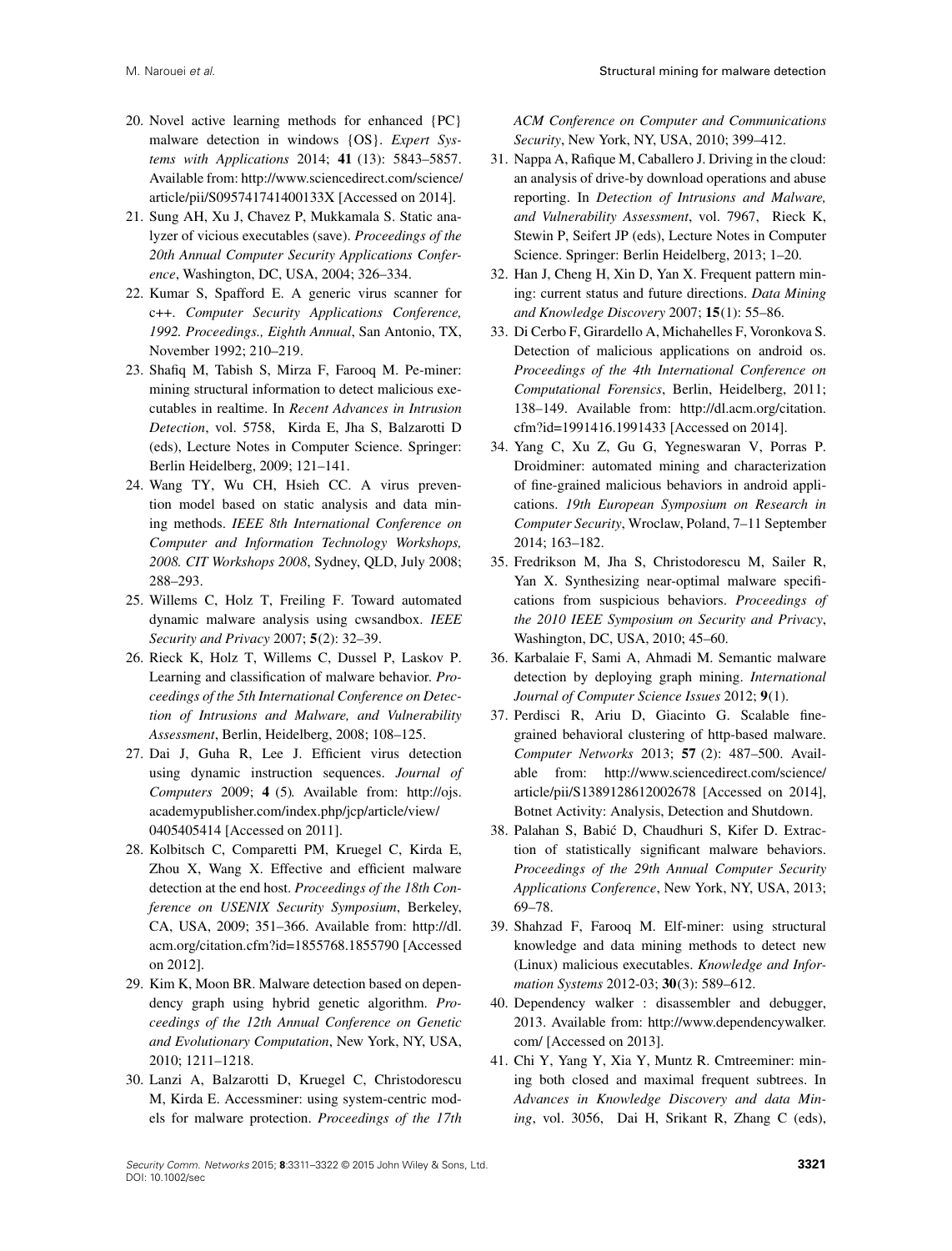20. Novel active learning methods for enhanced {PC} malware detection in windows {OS}. *Expert Systems with Applications* 2014; **41** (13): 5843–5857. Available from: http://www.sciencedirect.com/science/article/pii/S095741741400133X [Accessed on 2014].
21. Sung AH, Xu J, Chavez P, Mukkamala S. Static analyzer of vicious executables (save). *Proceedings of the 20th Annual Computer Security Applications Conference*, Washington, DC, USA, 2004; 326–334.
22. Kumar S, Spafford E. A generic virus scanner for c++. *Computer Security Applications Conference, 1992. Proceedings., Eighth Annual*, San Antonio, TX, November 1992; 210–219.
23. Shafiq M, Tabish S, Mirza F, Farooq M. Pe-miner: mining structural information to detect malicious executables in realtime. In *Recent Advances in Intrusion Detection*, vol. 5758, Kirda E, Jha S, Balzarotti D (eds), Lecture Notes in Computer Science. Springer: Berlin Heidelberg, 2009; 121–141.
24. Wang TY, Wu CH, Hsieh CC. A virus prevention model based on static analysis and data mining methods. *IEEE 8th International Conference on Computer and Information Technology Workshops, 2008. CIT Workshops 2008*, Sydney, QLD, July 2008; 288–293.
25. Willems C, Holz T, Freiling F. Toward automated dynamic malware analysis using cwsandbox. *IEEE Security and Privacy* 2007; **5**(2): 32–39.
26. Rieck K, Holz T, Willems C, Dussel P, Laskov P. Learning and classification of malware behavior. *Proceedings of the 5th International Conference on Detection of Intrusions and Malware, and Vulnerability Assessment*, Berlin, Heidelberg, 2008; 108–125.
27. Dai J, Guha R, Lee J. Efficient virus detection using dynamic instruction sequences. *Journal of Computers* 2009; **4** (5). Available from: http://ojs.academypublisher.com/index.php/jcp/article/view/0405405414 [Accessed on 2011].
28. Kolbitsch C, Comparetti PM, Kruegel C, Kirda E, Zhou X, Wang X. Effective and efficient malware detection at the end host. *Proceedings of the 18th Conference on USENIX Security Symposium*, Berkeley, CA, USA, 2009; 351–366. Available from: http://dl.acm.org/citation.cfm?id=1855768.1855790 [Accessed on 2012].
29. Kim K, Moon BR. Malware detection based on dependency graph using hybrid genetic algorithm. *Proceedings of the 12th Annual Conference on Genetic and Evolutionary Computation*, New York, NY, USA, 2010; 1211–1218.
30. Lanzi A, Balzarotti D, Kruegel C, Christodorescu M, Kirda E. Accessminer: using system-centric models for malware protection. *Proceedings of the 17th ACM Conference on Computer and Communications Security*, New York, NY, USA, 2010; 399–412.
31. Nappa A, Rafique M, Caballero J. Driving in the cloud: an analysis of drive-by download operations and abuse reporting. In *Detection of Intrusions and Malware, and Vulnerability Assessment*, vol. 7967, Rieck K, Stewin P, Seifert JP (eds), Lecture Notes in Computer Science. Springer: Berlin Heidelberg, 2013; 1–20.
32. Han J, Cheng H, Xin D, Yan X. Frequent pattern mining: current status and future directions. *Data Mining and Knowledge Discovery* 2007; **15**(1): 55–86.
33. Di Cerbo F, Girardello A, Michahelles F, Voronkova S. Detection of malicious applications on android os. *Proceedings of the 4th International Conference on Computational Forensics*, Berlin, Heidelberg, 2011; 138–149. Available from: http://dl.acm.org/citation.cfm?id=1991416.1991433 [Accessed on 2014].
34. Yang C, Xu Z, Gu G, Yegneswaran V, Porras P. Droidminer: automated mining and characterization of fine-grained malicious behaviors in android applications. *19th European Symposium on Research in Computer Security*, Wroclaw, Poland, 7–11 September 2014; 163–182.
35. Fredrikson M, Jha S, Christodorescu M, Sailer R, Yan X. Synthesizing near-optimal malware specifications from suspicious behaviors. *Proceedings of the 2010 IEEE Symposium on Security and Privacy*, Washington, DC, USA, 2010; 45–60.
36. Karbalaie F, Sami A, Ahmadi M. Semantic malware detection by deploying graph mining. *International Journal of Computer Science Issues* 2012; **9**(1).
37. Perdisci R, Ariu D, Giacinto G. Scalable fine-grained behavioral clustering of http-based malware. *Computer Networks* 2013; **57** (2): 487–500. Available from: http://www.sciencedirect.com/science/article/pii/S1389128612002678 [Accessed on 2014], Botnet Activity: Analysis, Detection and Shutdown.
38. Palahan S, Babić D, Chaudhuri S, Kifer D. Extraction of statistically significant malware behaviors. *Proceedings of the 29th Annual Computer Security Applications Conference*, New York, NY, USA, 2013; 69–78.
39. Shahzad F, Farooq M. Elf-miner: using structural knowledge and data mining methods to detect new (Linux) malicious executables. *Knowledge and Information Systems* 2012-03; **30**(3): 589–612.
40. Dependency walker : disassembler and debugger, 2013. Available from: http://www.dependencywalker.com/ [Accessed on 2013].
41. Chi Y, Yang Y, Xia Y, Muntz R. Cmtreeminer: mining both closed and maximal frequent subtrees. In *Advances in Knowledge Discovery and data Mining*, vol. 3056, Dai H, Srikant R, Zhang C (eds),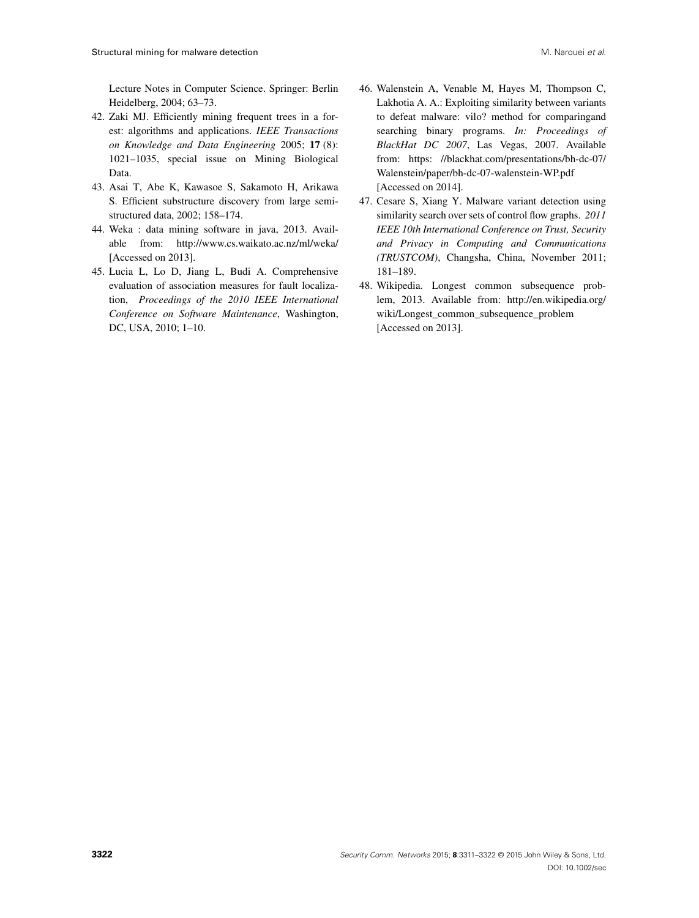Lecture Notes in Computer Science. Springer: Berlin Heidelberg, 2004; 63–73.

42. Zaki MJ. Efficiently mining frequent trees in a forest: algorithms and applications. *IEEE Transactions on Knowledge and Data Engineering* 2005; **17** (8): 1021–1035, special issue on Mining Biological Data.
43. Asai T, Abe K, Kawasoe S, Sakamoto H, Arikawa S. Efficient substructure discovery from large semi-structured data, 2002; 158–174.
44. Weka : data mining software in java, 2013. Available from: http://www.cs.waikato.ac.nz/ml/weka/ [Accessed on 2013].
45. Lucia L, Lo D, Jiang L, Budi A. Comprehensive evaluation of association measures for fault localization, *Proceedings of the 2010 IEEE International Conference on Software Maintenance*, Washington, DC, USA, 2010; 1–10.
46. Walenstein A, Venable M, Hayes M, Thompson C, Lakhotia A. A.: Exploiting similarity between variants to defeat malware: vilo? method for comparingand searching binary programs. *In: Proceedings of BlackHat DC 2007*, Las Vegas, 2007. Available from: https: //blackhat.com/presentations/bh-dc-07/Walenstein/paper/bh-dc-07-walenstein-WP.pdf [Accessed on 2014].
47. Cesare S, Xiang Y. Malware variant detection using similarity search over sets of control flow graphs. *2011 IEEE 10th International Conference on Trust, Security and Privacy in Computing and Communications (TRUSTCOM)*, Changsha, China, November 2011; 181–189.
48. Wikipedia. Longest common subsequence problem, 2013. Available from: http://en.wikipedia.org/wiki/Longest_common_subsequence_problem [Accessed on 2013].